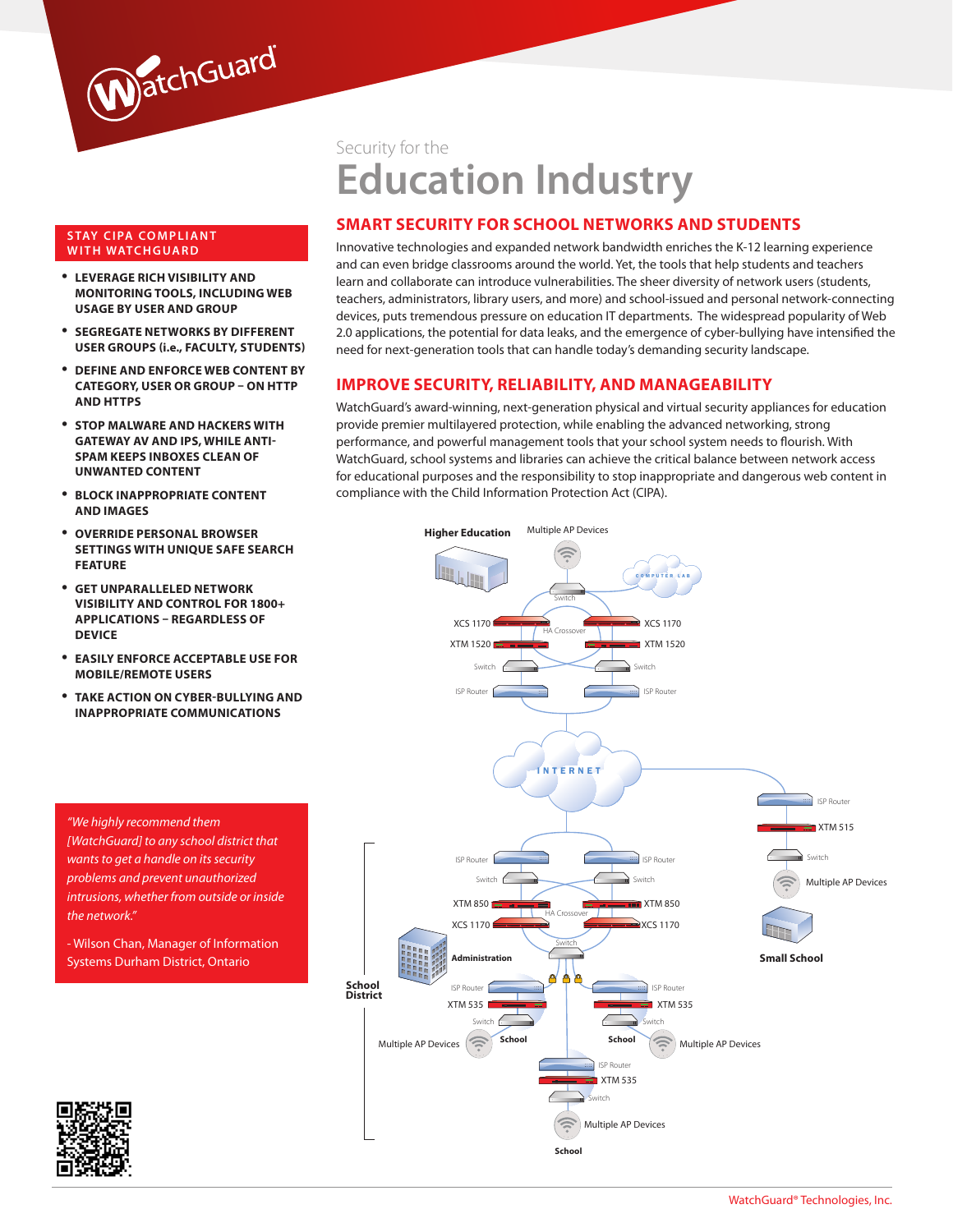# Security for the Education Industry

## STAY CIPA COMPLIANT WITH WATCHGUARD

- **LEVERAGE RICH VISIBILITY AND MONITORING TOOLS, INCLUDING WEB USAGE BY USER AND GROUP**
- **SEGREGATE NETWORKS BY DIFFERENT USER GROUPS (i.e., FACULTY, STUDENTS)**
- **DEFINE AND ENFORCE WEB CONTENT BY CATEGORY, USER OR GROUP – ON HTTP AND HTTPS**
- **STOP MALWARE AND HACKERS WITH GATEWAY AV AND IPS, WHILE ANTI-SPAM KEEPS INBOXES CLEAN OF UNWANTED CONTENT**
- **BLOCK INAPPROPRIATE CONTENT AND IMAGES**
- **OVERRIDE PERSONAL BROWSER SETTINGS WITH UNIQUE SAFE SEARCH FEATURE**
- **GET UNPARALLELED NETWORK VISIBILITY AND CONTROL FOR 1800+ APPLICATIONS – REGARDLESS OF DEVICE**
- **EASILY ENFORCE ACCEPTABLE USE FOR MOBILE/REMOTE USERS**
- **TAKE ACTION ON CYBER-BULLYING AND INAPPROPRIATE COMMUNICATIONS**

*"We highly recommend them [WatchGuard] to any school district that wants to get a handle on its security problems and prevent unauthorized intrusions, whether from outside or inside the network."*

- Wilson Chan, Manager of Information Systems Durham District, Ontario

## SMART SECURITY FOR SCHOOL NETWORKS AND STUDENTS

Innovative technologies and expanded network bandwidth enriches the K-12 learning experience and can even bridge classrooms around the world. Yet, the tools that help students and teachers learn and collaborate can introduce vulnerabilities. The sheer diversity of network users (students, teachers, administrators, library users, and more) and school-issued and personal network-connecting devices, puts tremendous pressure on education IT departments. The widespread popularity of Web 2.0 applications, the potential for data leaks, and the emergence of cyber-bullying have intensified the need for next-generation tools that can handle today's demanding security landscape.

## IMPROVE SECURITY, RELIABILITY, AND MANAGEABILITY

WatchGuard's award-winning, next-generation physical and virtual security appliances for education provide premier multilayered protection, while enabling the advanced networking, strong performance, and powerful management tools that your school system needs to flourish. With WatchGuard, school systems and libraries can achieve the critical balance between network access for educational purposes and the responsibility to stop inappropriate and dangerous web content in compliance with the Child Information Protection Act (CIPA).

Higher Education — Multiple AP Devices — Computer Lab — Switch — XCS 1170 — HA Crossover — XCS 1170 — XTM 1520 — XTM 1520 — Switch — Switch — ISP Router — ISP Router — INTERNET — ISP Router — XTM 515 — Switch — Multiple AP Devices — Small School — ISP Router — ISP Router — Switch — Switch — XTM 850 — HA Crossover — XTM 850 — XCS 1170 — XCS 1170 — Switch — Administration — School District — ISP Router — XTM 535 — Switch — Multiple AP Devices — School — ISP Router — XTM 535 — Switch — School — Multiple AP Devices — ISP Router — XTM 535 — Switch — Multiple AP Devices — School

WatchGuard® Technologies, Inc.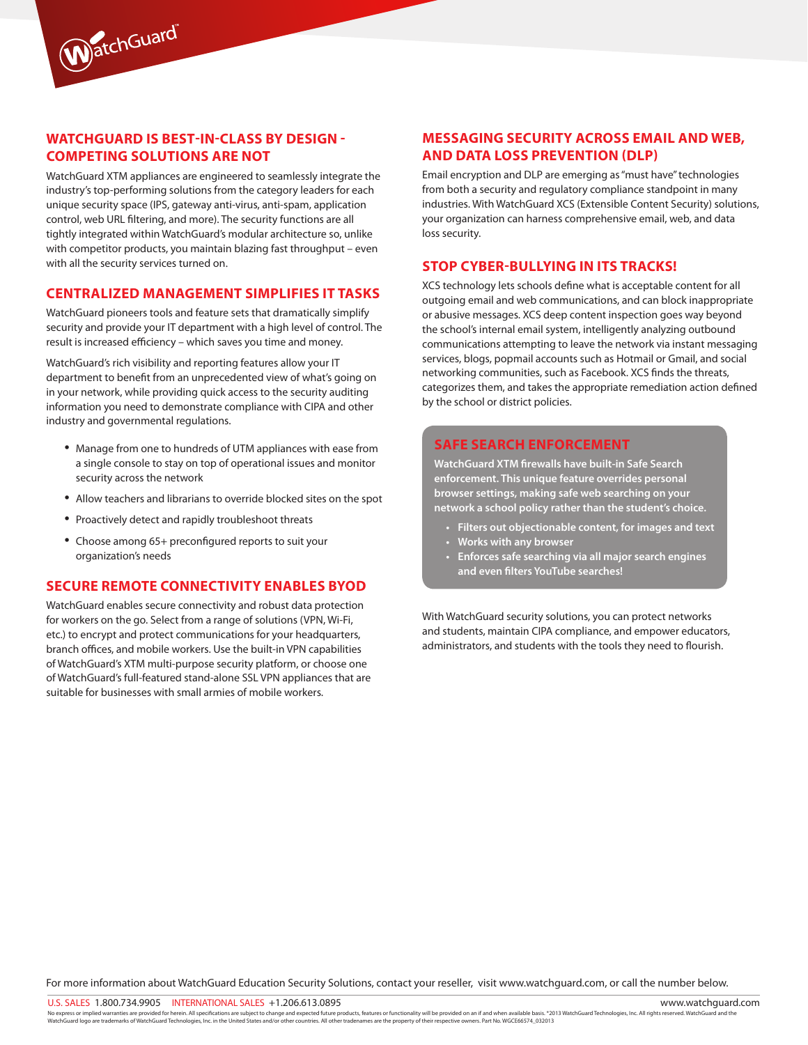## WATCHGUARD IS BEST-IN-CLASS BY DESIGN - COMPETING SOLUTIONS ARE NOT

WatchGuard XTM appliances are engineered to seamlessly integrate the industry's top-performing solutions from the category leaders for each unique security space (IPS, gateway anti-virus, anti-spam, application control, web URL filtering, and more). The security functions are all tightly integrated within WatchGuard's modular architecture so, unlike with competitor products, you maintain blazing fast throughput – even with all the security services turned on.

## CENTRALIZED MANAGEMENT SIMPLIFIES IT TASKS

WatchGuard pioneers tools and feature sets that dramatically simplify security and provide your IT department with a high level of control. The result is increased efficiency – which saves you time and money.

WatchGuard's rich visibility and reporting features allow your IT department to benefit from an unprecedented view of what's going on in your network, while providing quick access to the security auditing information you need to demonstrate compliance with CIPA and other industry and governmental regulations.

- Manage from one to hundreds of UTM appliances with ease from a single console to stay on top of operational issues and monitor security across the network
- Allow teachers and librarians to override blocked sites on the spot
- Proactively detect and rapidly troubleshoot threats
- Choose among 65+ preconfigured reports to suit your organization's needs

## SECURE REMOTE CONNECTIVITY ENABLES BYOD

WatchGuard enables secure connectivity and robust data protection for workers on the go. Select from a range of solutions (VPN, Wi-Fi, etc.) to encrypt and protect communications for your headquarters, branch offices, and mobile workers. Use the built-in VPN capabilities of WatchGuard's XTM multi-purpose security platform, or choose one of WatchGuard's full-featured stand-alone SSL VPN appliances that are suitable for businesses with small armies of mobile workers.

## MESSAGING SECURITY ACROSS EMAIL AND WEB, AND DATA LOSS PREVENTION (DLP)

Email encryption and DLP are emerging as "must have" technologies from both a security and regulatory compliance standpoint in many industries. With WatchGuard XCS (Extensible Content Security) solutions, your organization can harness comprehensive email, web, and data loss security.

## STOP CYBER-BULLYING IN ITS TRACKS!

XCS technology lets schools define what is acceptable content for all outgoing email and web communications, and can block inappropriate or abusive messages. XCS deep content inspection goes way beyond the school's internal email system, intelligently analyzing outbound communications attempting to leave the network via instant messaging services, blogs, popmail accounts such as Hotmail or Gmail, and social networking communities, such as Facebook. XCS finds the threats, categorizes them, and takes the appropriate remediation action defined by the school or district policies.

### SAFE SEARCH ENFORCEMENT

**WatchGuard XTM firewalls have built-in Safe Search enforcement. This unique feature overrides personal browser settings, making safe web searching on your network a school policy rather than the student's choice.**

- **Filters out objectionable content, for images and text**
- **Works with any browser**
- **Enforces safe searching via all major search engines and even filters YouTube searches!**

With WatchGuard security solutions, you can protect networks and students, maintain CIPA compliance, and empower educators, administrators, and students with the tools they need to flourish.

For more information about WatchGuard Education Security Solutions, contact your reseller, visit www.watchguard.com, or call the number below.

U.S. SALES 1.800.734.9905 INTERNATIONAL SALES +1.206.613.0895 www.watchguard.com

No express or implied warranties are provided for herein. All specifications are subject to change and expected future products, features or functionality will be provided on an if and when available basis. ©2013 WatchGuard Technologies, Inc. All rights reserved. WatchGuard and the WatchGuard logo are trademarks of WatchGuard Technologies, Inc. in the United States and/or other countries. All other tradenames are the property of their respective owners. Part No. WGCE66574_032013